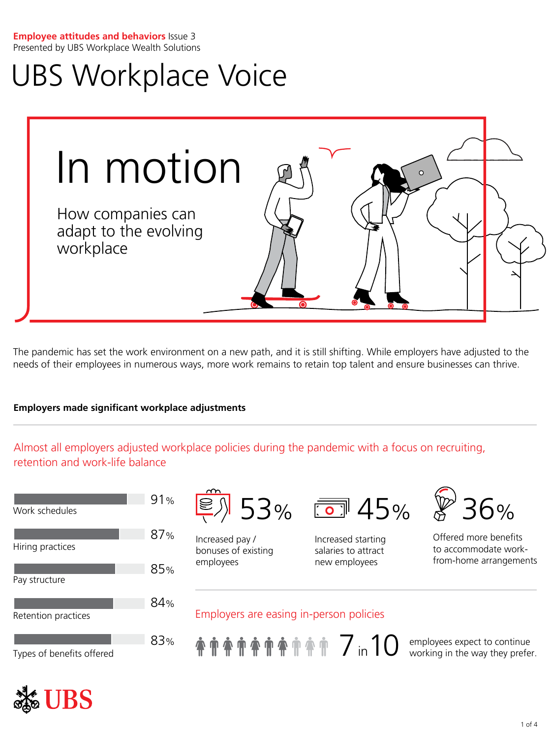**Employee attitudes and behaviors** Issue 3
Presented by UBS Workplace Wealth Solutions

# UBS Workplace Voice

## In motion

### How companies can adapt to the evolving workplace

The pandemic has set the work environment on a new path, and it is still shifting. While employers have adjusted to the needs of their employees in numerous ways, more work remains to retain top talent and ensure businesses can thrive.

**Employers made significant workplace adjustments**

Almost all employers adjusted workplace policies during the pandemic with a focus on recruiting, retention and work-life balance

| Policy | % |
|---|---|
| Work schedules | 91% |
| Hiring practices | 87% |
| Pay structure | 85% |
| Retention practices | 84% |
| Types of benefits offered | 83% |

**53%** Increased pay / bonuses of existing employees

**45%** Increased starting salaries to attract new employees

**36%** Offered more benefits to accommodate work-from-home arrangements

Employers are easing in-person policies

**7 in 10** employees expect to continue working in the way they prefer.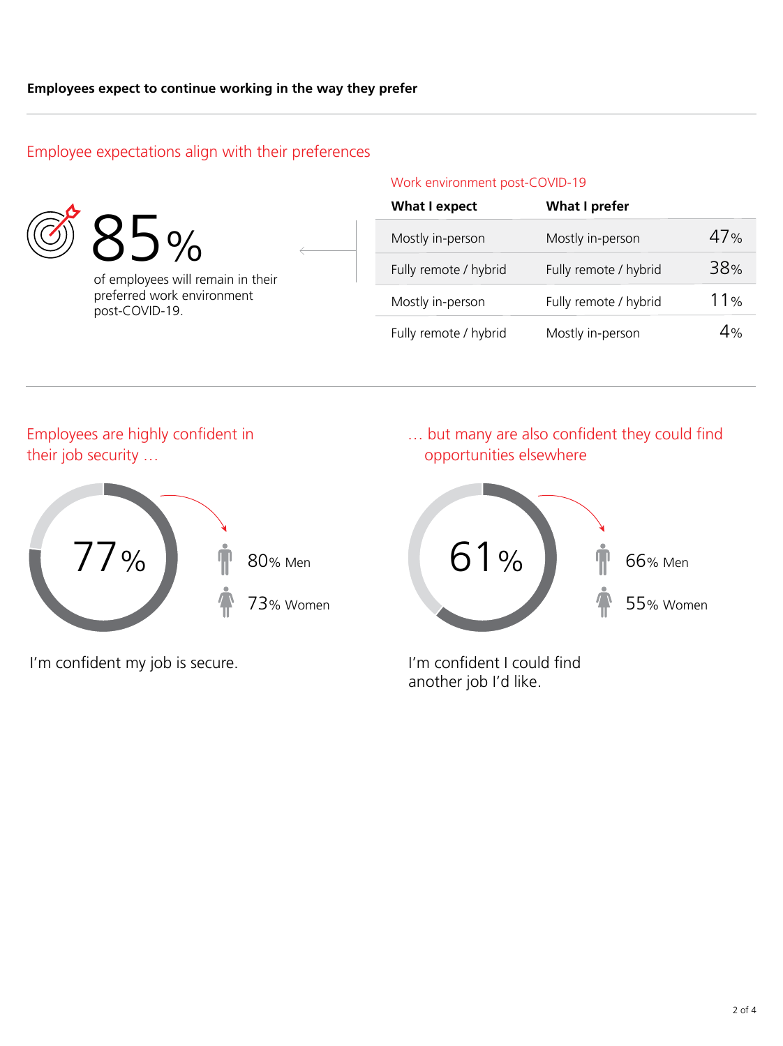**Employees expect to continue working in the way they prefer**

## Employee expectations align with their preferences

**85%** of employees will remain in their preferred work environment post-COVID-19.

Work environment post-COVID-19

| What I expect | What I prefer | |
|---|---|---|
| Mostly in-person | Mostly in-person | 47% |
| Fully remote / hybrid | Fully remote / hybrid | 38% |
| Mostly in-person | Fully remote / hybrid | 11% |
| Fully remote / hybrid | Mostly in-person | 4% |

## Employees are highly confident in their job security …

**77%**

- 80% Men
- 73% Women

I'm confident my job is secure.

## … but many are also confident they could find opportunities elsewhere

**61%**

- 66% Men
- 55% Women

I'm confident I could find another job I'd like.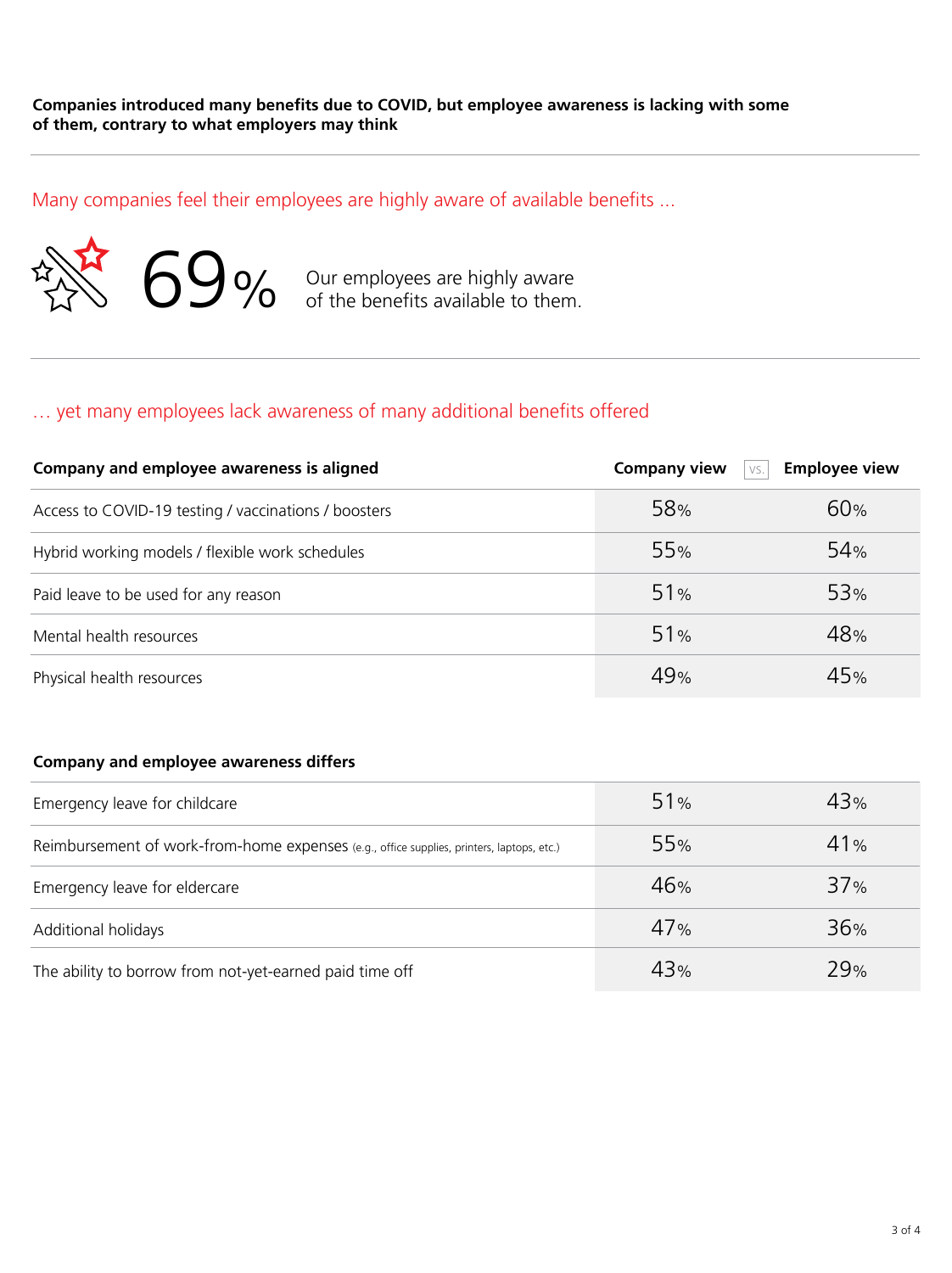**Companies introduced many benefits due to COVID, but employee awareness is lacking with some of them, contrary to what employers may think**

## Many companies feel their employees are highly aware of available benefits ...

**69%** Our employees are highly aware of the benefits available to them.

## ... yet many employees lack awareness of many additional benefits offered

| Company and employee awareness is aligned | Company view | vs. | Employee view |
|---|---|---|---|
| Access to COVID-19 testing / vaccinations / boosters | 58% | | 60% |
| Hybrid working models / flexible work schedules | 55% | | 54% |
| Paid leave to be used for any reason | 51% | | 53% |
| Mental health resources | 51% | | 48% |
| Physical health resources | 49% | | 45% |

| Company and employee awareness differs | Company view | vs. | Employee view |
|---|---|---|---|
| Emergency leave for childcare | 51% | | 43% |
| Reimbursement of work-from-home expenses (e.g., office supplies, printers, laptops, etc.) | 55% | | 41% |
| Emergency leave for eldercare | 46% | | 37% |
| Additional holidays | 47% | | 36% |
| The ability to borrow from not-yet-earned paid time off | 43% | | 29% |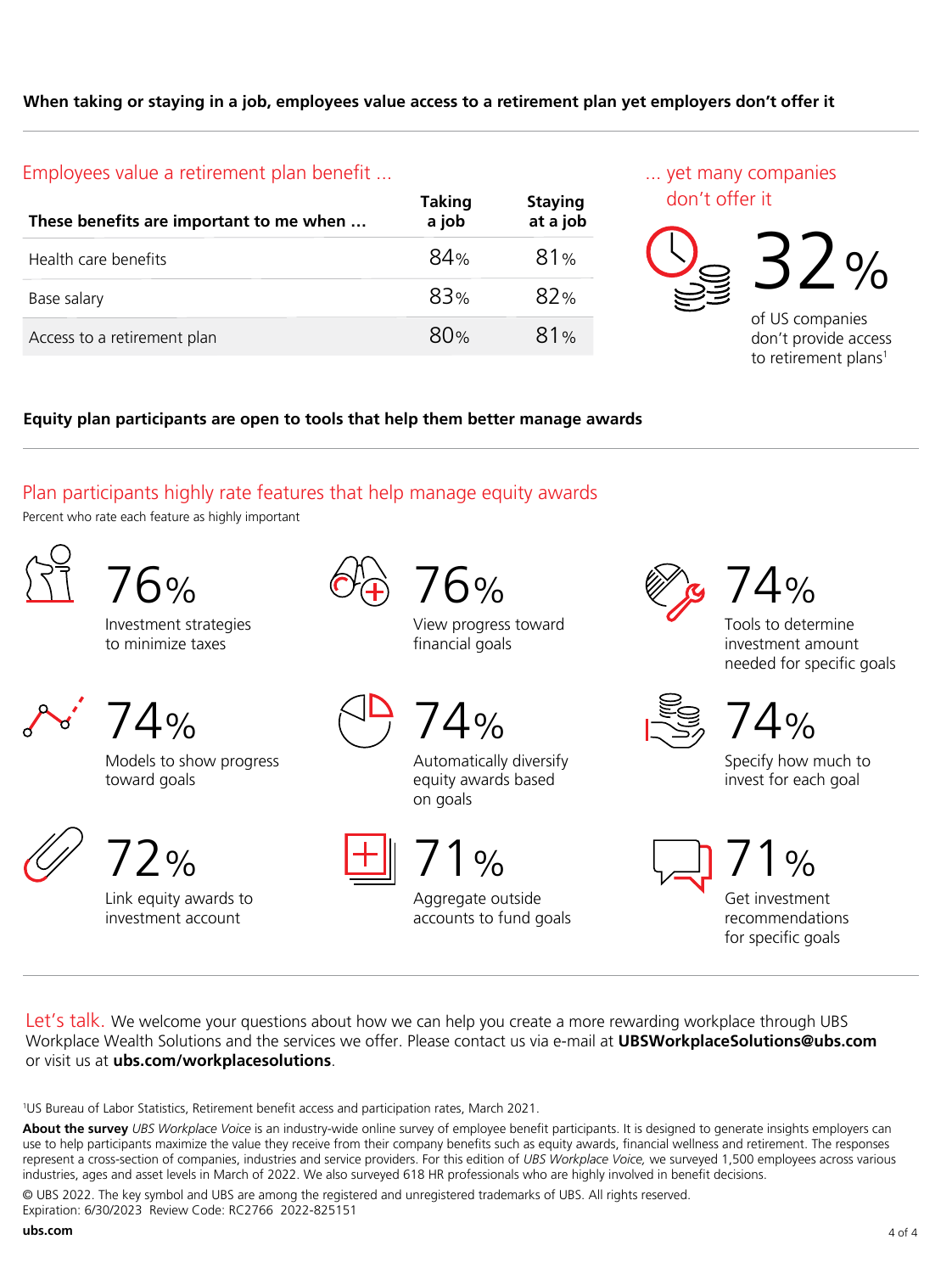**When taking or staying in a job, employees value access to a retirement plan yet employers don't offer it**

## Employees value a retirement plan benefit ...

| These benefits are important to me when ... | Taking a job | Staying at a job |
|---|---|---|
| Health care benefits | 84% | 81% |
| Base salary | 83% | 82% |
| Access to a retirement plan | 80% | 81% |

## ... yet many companies don't offer it

**32%**

of US companies don't provide access to retirement plans[1]

**Equity plan participants are open to tools that help them better manage awards**

## Plan participants highly rate features that help manage equity awards

Percent who rate each feature as highly important

**76%**
Investment strategies to minimize taxes

**76%**
View progress toward financial goals

**74%**
Tools to determine investment amount needed for specific goals

**74%**
Models to show progress toward goals

**74%**
Automatically diversify equity awards based on goals

**74%**
Specify how much to invest for each goal

**72%**
Link equity awards to investment account

**71%**
Aggregate outside accounts to fund goals

**71%**
Get investment recommendations for specific goals

Let's talk. We welcome your questions about how we can help you create a more rewarding workplace through UBS Workplace Wealth Solutions and the services we offer. Please contact us via e-mail at **UBSWorkplaceSolutions@ubs.com** or visit us at **ubs.com/workplacesolutions**.

[1]US Bureau of Labor Statistics, Retirement benefit access and participation rates, March 2021.

**About the survey** *UBS Workplace Voice* is an industry-wide online survey of employee benefit participants. It is designed to generate insights employers can use to help participants maximize the value they receive from their company benefits such as equity awards, financial wellness and retirement. The responses represent a cross-section of companies, industries and service providers. For this edition of *UBS Workplace Voice,* we surveyed 1,500 employees across various industries, ages and asset levels in March of 2022. We also surveyed 618 HR professionals who are highly involved in benefit decisions.

© UBS 2022. The key symbol and UBS are among the registered and unregistered trademarks of UBS. All rights reserved.
Expiration: 6/30/2023 Review Code: RC2766 2022-825151

**ubs.com**